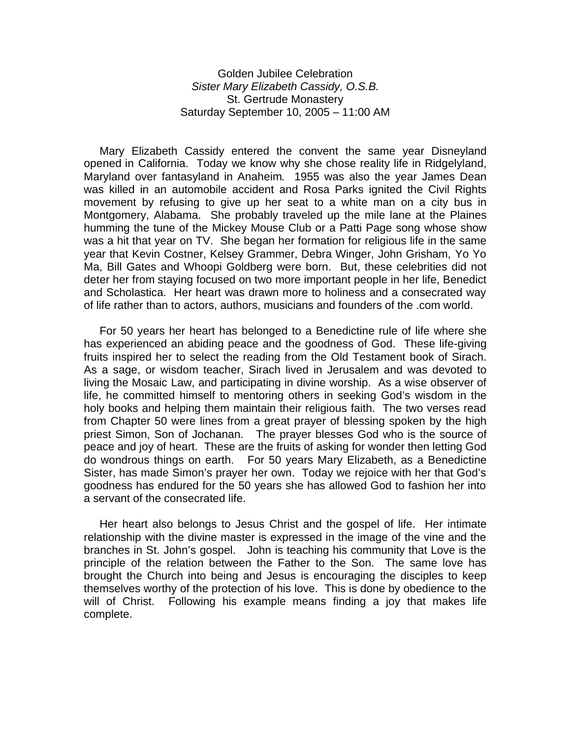Golden Jubilee Celebration

*Sister Mary Elizabeth Cassidy, O.S.B.*

St. Gertrude Monastery

Saturday September 10, 2005 – 11:00 AM

Mary Elizabeth Cassidy entered the convent the same year Disneyland opened in California. Today we know why she chose reality life in Ridgelyland, Maryland over fantasyland in Anaheim. 1955 was also the year James Dean was killed in an automobile accident and Rosa Parks ignited the Civil Rights movement by refusing to give up her seat to a white man on a city bus in Montgomery, Alabama. She probably traveled up the mile lane at the Plaines humming the tune of the Mickey Mouse Club or a Patti Page song whose show was a hit that year on TV. She began her formation for religious life in the same year that Kevin Costner, Kelsey Grammer, Debra Winger, John Grisham, Yo Yo Ma, Bill Gates and Whoopi Goldberg were born. But, these celebrities did not deter her from staying focused on two more important people in her life, Benedict and Scholastica. Her heart was drawn more to holiness and a consecrated way of life rather than to actors, authors, musicians and founders of the .com world.

For 50 years her heart has belonged to a Benedictine rule of life where she has experienced an abiding peace and the goodness of God. These life-giving fruits inspired her to select the reading from the Old Testament book of Sirach. As a sage, or wisdom teacher, Sirach lived in Jerusalem and was devoted to living the Mosaic Law, and participating in divine worship. As a wise observer of life, he committed himself to mentoring others in seeking God's wisdom in the holy books and helping them maintain their religious faith. The two verses read from Chapter 50 were lines from a great prayer of blessing spoken by the high priest Simon, Son of Jochanan. The prayer blesses God who is the source of peace and joy of heart. These are the fruits of asking for wonder then letting God do wondrous things on earth. For 50 years Mary Elizabeth, as a Benedictine Sister, has made Simon's prayer her own. Today we rejoice with her that God's goodness has endured for the 50 years she has allowed God to fashion her into a servant of the consecrated life.

Her heart also belongs to Jesus Christ and the gospel of life. Her intimate relationship with the divine master is expressed in the image of the vine and the branches in St. John's gospel. John is teaching his community that Love is the principle of the relation between the Father to the Son. The same love has brought the Church into being and Jesus is encouraging the disciples to keep themselves worthy of the protection of his love. This is done by obedience to the will of Christ. Following his example means finding a joy that makes life complete.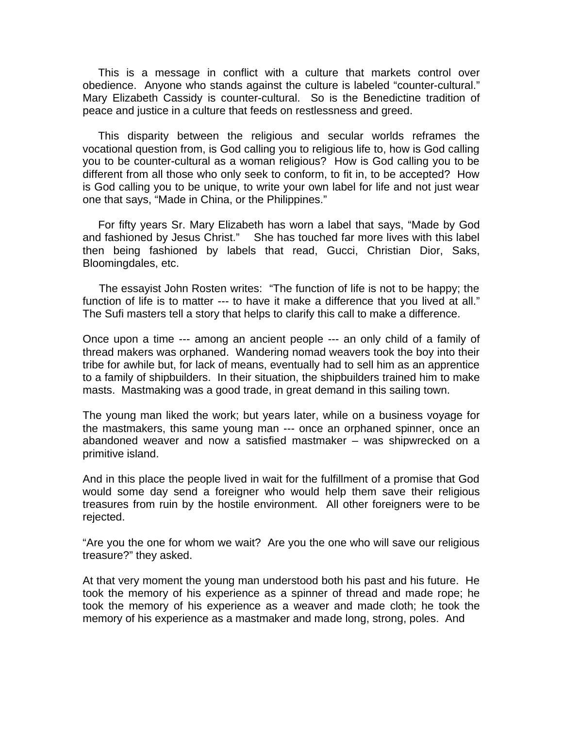This is a message in conflict with a culture that markets control over obedience. Anyone who stands against the culture is labeled "counter-cultural." Mary Elizabeth Cassidy is counter-cultural. So is the Benedictine tradition of peace and justice in a culture that feeds on restlessness and greed.

This disparity between the religious and secular worlds reframes the vocational question from, is God calling you to religious life to, how is God calling you to be counter-cultural as a woman religious? How is God calling you to be different from all those who only seek to conform, to fit in, to be accepted? How is God calling you to be unique, to write your own label for life and not just wear one that says, "Made in China, or the Philippines."

For fifty years Sr. Mary Elizabeth has worn a label that says, "Made by God and fashioned by Jesus Christ." She has touched far more lives with this label then being fashioned by labels that read, Gucci, Christian Dior, Saks, Bloomingdales, etc.

The essayist John Rosten writes: "The function of life is not to be happy; the function of life is to matter --- to have it make a difference that you lived at all." The Sufi masters tell a story that helps to clarify this call to make a difference.

Once upon a time --- among an ancient people --- an only child of a family of thread makers was orphaned. Wandering nomad weavers took the boy into their tribe for awhile but, for lack of means, eventually had to sell him as an apprentice to a family of shipbuilders. In their situation, the shipbuilders trained him to make masts. Mastmaking was a good trade, in great demand in this sailing town.

The young man liked the work; but years later, while on a business voyage for the mastmakers, this same young man --- once an orphaned spinner, once an abandoned weaver and now a satisfied mastmaker – was shipwrecked on a primitive island.

And in this place the people lived in wait for the fulfillment of a promise that God would some day send a foreigner who would help them save their religious treasures from ruin by the hostile environment. All other foreigners were to be rejected.

"Are you the one for whom we wait? Are you the one who will save our religious treasure?" they asked.

At that very moment the young man understood both his past and his future. He took the memory of his experience as a spinner of thread and made rope; he took the memory of his experience as a weaver and made cloth; he took the memory of his experience as a mastmaker and made long, strong, poles. And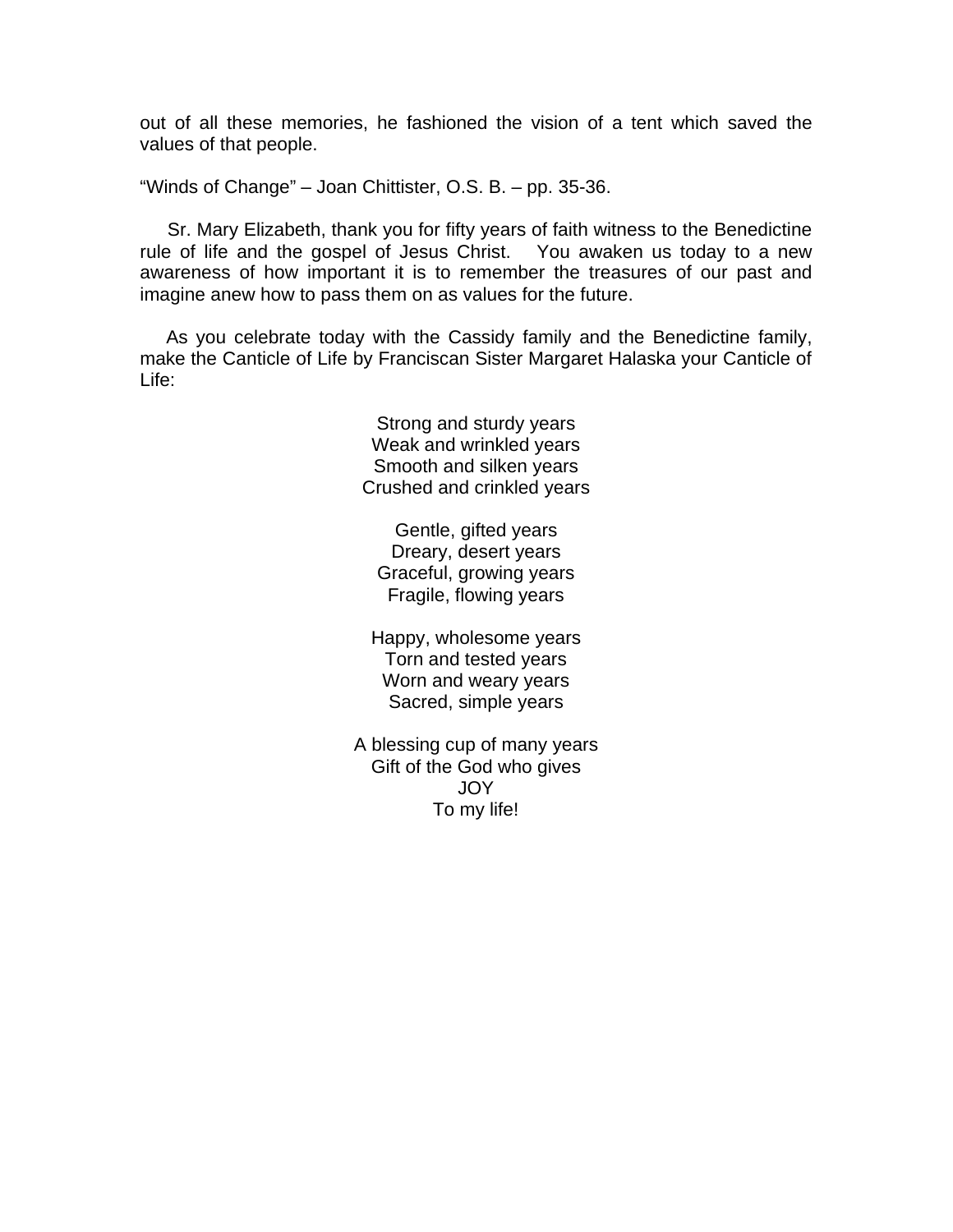out of all these memories, he fashioned the vision of a tent which saved the values of that people.

“Winds of Change” – Joan Chittister, O.S. B. – pp. 35-36.

Sr. Mary Elizabeth, thank you for fifty years of faith witness to the Benedictine rule of life and the gospel of Jesus Christ. You awaken us today to a new awareness of how important it is to remember the treasures of our past and imagine anew how to pass them on as values for the future.

As you celebrate today with the Cassidy family and the Benedictine family, make the Canticle of Life by Franciscan Sister Margaret Halaska your Canticle of Life:

Strong and sturdy years  
Weak and wrinkled years  
Smooth and silken years  
Crushed and crinkled years

Gentle, gifted years  
Dreary, desert years  
Graceful, growing years  
Fragile, flowing years

Happy, wholesome years  
Torn and tested years  
Worn and weary years  
Sacred, simple years

A blessing cup of many years  
Gift of the God who gives  
JOY  
To my life!